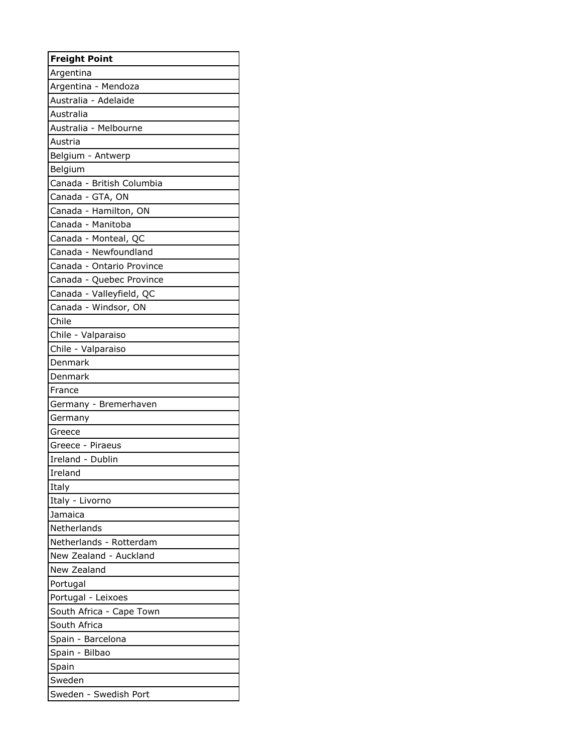| Freight Point |
| --- |
| Argentina |
| Argentina - Mendoza |
| Australia - Adelaide |
| Australia |
| Australia - Melbourne |
| Austria |
| Belgium - Antwerp |
| Belgium |
| Canada - British Columbia |
| Canada - GTA, ON |
| Canada - Hamilton, ON |
| Canada - Manitoba |
| Canada - Monteal, QC |
| Canada - Newfoundland |
| Canada - Ontario Province |
| Canada - Quebec Province |
| Canada - Valleyfield, QC |
| Canada - Windsor, ON |
| Chile |
| Chile - Valparaiso |
| Chile - Valparaiso |
| Denmark |
| Denmark |
| France |
| Germany - Bremerhaven |
| Germany |
| Greece |
| Greece - Piraeus |
| Ireland - Dublin |
| Ireland |
| Italy |
| Italy - Livorno |
| Jamaica |
| Netherlands |
| Netherlands - Rotterdam |
| New Zealand - Auckland |
| New Zealand |
| Portugal |
| Portugal - Leixoes |
| South Africa - Cape Town |
| South Africa |
| Spain - Barcelona |
| Spain - Bilbao |
| Spain |
| Sweden |
| Sweden - Swedish Port |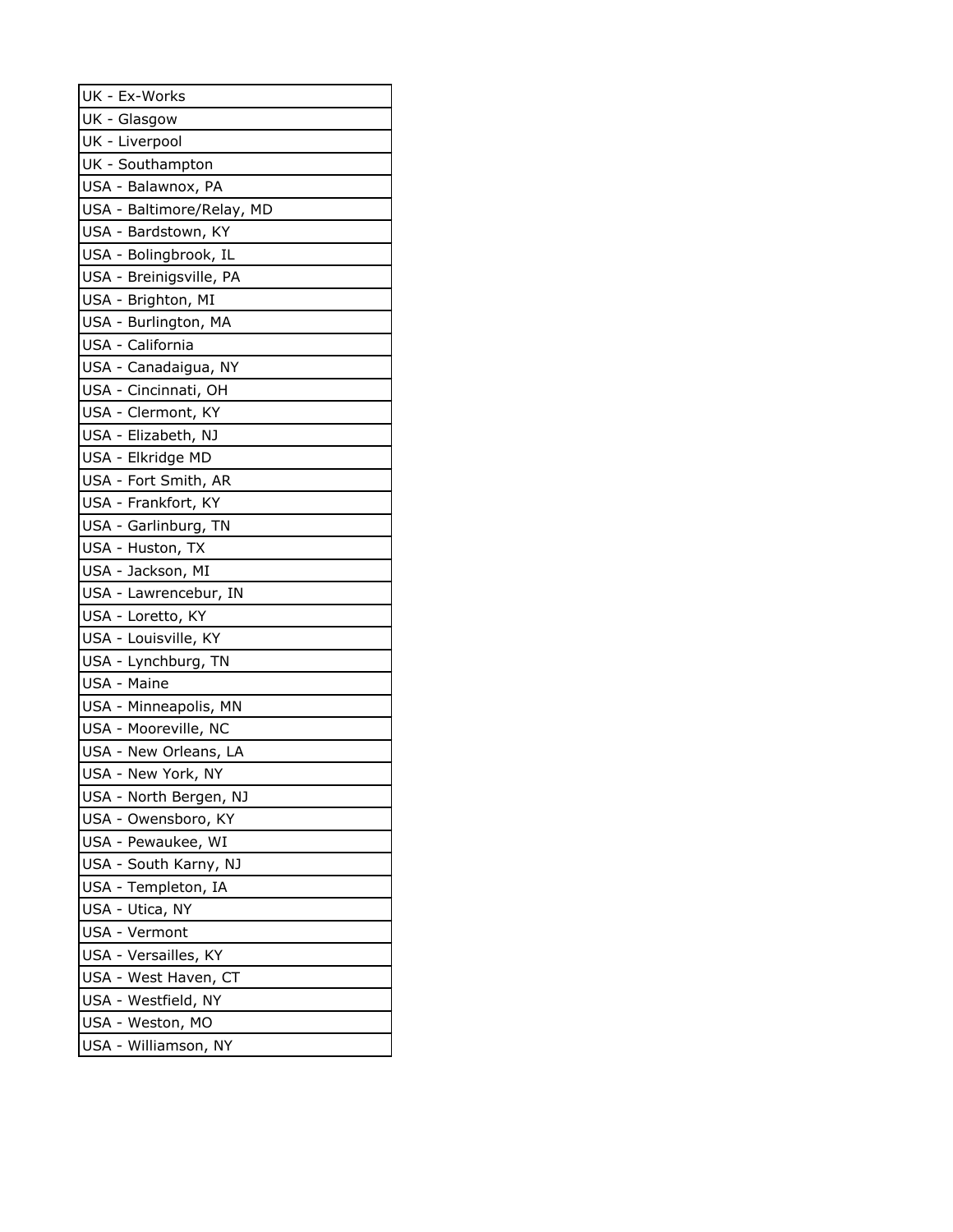| |
|---|
| UK - Ex-Works |
| UK - Glasgow |
| UK - Liverpool |
| UK - Southampton |
| USA - Balawnox, PA |
| USA - Baltimore/Relay, MD |
| USA - Bardstown, KY |
| USA - Bolingbrook, IL |
| USA - Breinigsville, PA |
| USA - Brighton, MI |
| USA - Burlington, MA |
| USA - California |
| USA - Canadaigua, NY |
| USA - Cincinnati, OH |
| USA - Clermont, KY |
| USA - Elizabeth, NJ |
| USA - Elkridge MD |
| USA - Fort Smith, AR |
| USA - Frankfort, KY |
| USA - Garlinburg, TN |
| USA - Huston, TX |
| USA - Jackson, MI |
| USA - Lawrencebur, IN |
| USA - Loretto, KY |
| USA - Louisville, KY |
| USA - Lynchburg, TN |
| USA - Maine |
| USA - Minneapolis, MN |
| USA - Mooreville, NC |
| USA - New Orleans, LA |
| USA - New York, NY |
| USA - North Bergen, NJ |
| USA - Owensboro, KY |
| USA - Pewaukee, WI |
| USA - South Karny, NJ |
| USA - Templeton, IA |
| USA - Utica, NY |
| USA - Vermont |
| USA - Versailles, KY |
| USA - West Haven, CT |
| USA - Westfield, NY |
| USA - Weston, MO |
| USA - Williamson, NY |